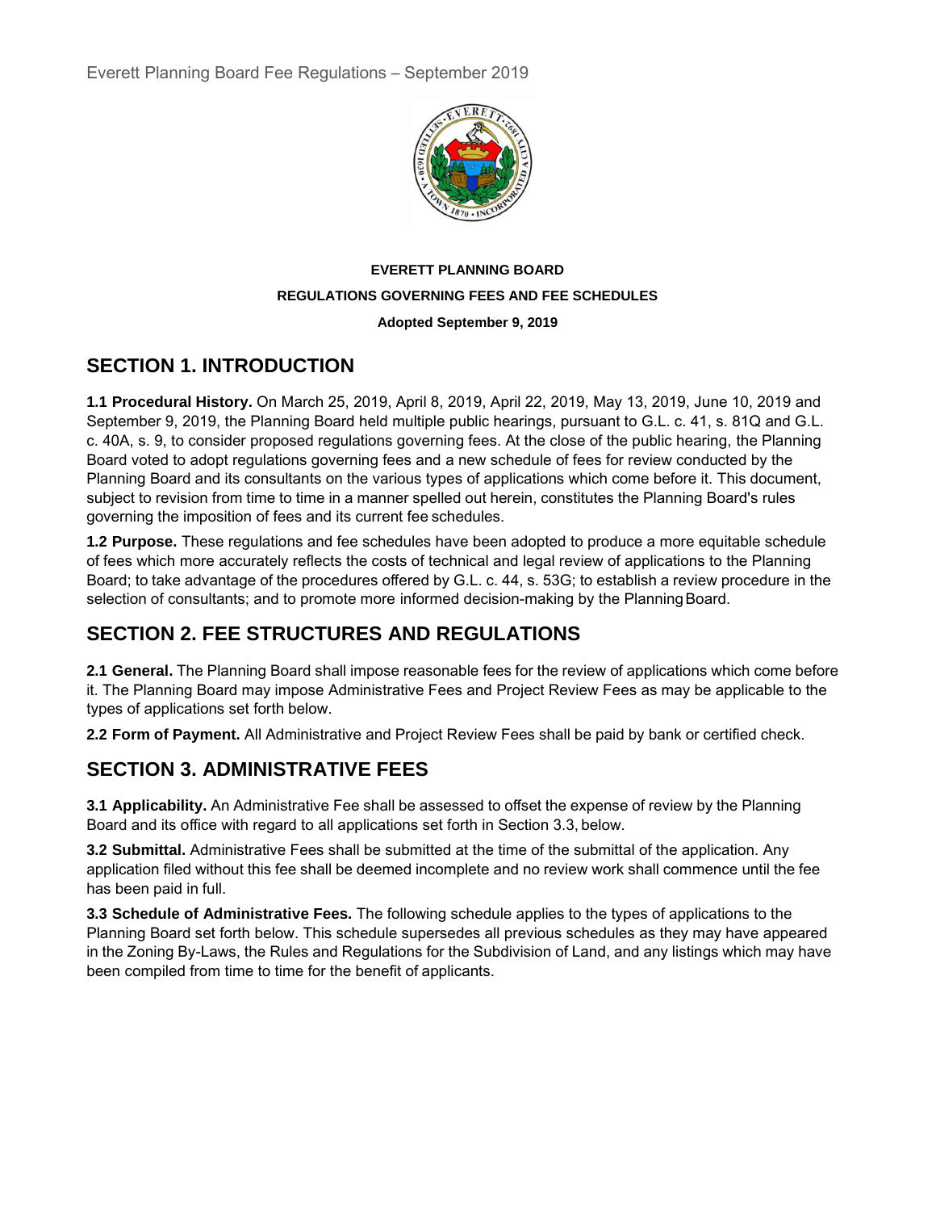**EVERETT PLANNING BOARD**

**REGULATIONS GOVERNING FEES AND FEE SCHEDULES**

**Adopted September 9, 2019**

## SECTION 1. INTRODUCTION

**1.1 Procedural History.** On March 25, 2019, April 8, 2019, April 22, 2019, May 13, 2019, June 10, 2019 and September 9, 2019, the Planning Board held multiple public hearings, pursuant to G.L. c. 41, s. 81Q and G.L. c. 40A, s. 9, to consider proposed regulations governing fees. At the close of the public hearing, the Planning Board voted to adopt regulations governing fees and a new schedule of fees for review conducted by the Planning Board and its consultants on the various types of applications which come before it. This document, subject to revision from time to time in a manner spelled out herein, constitutes the Planning Board's rules governing the imposition of fees and its current fee schedules.

**1.2 Purpose.** These regulations and fee schedules have been adopted to produce a more equitable schedule of fees which more accurately reflects the costs of technical and legal review of applications to the Planning Board; to take advantage of the procedures offered by G.L. c. 44, s. 53G; to establish a review procedure in the selection of consultants; and to promote more informed decision-making by the Planning Board.

## SECTION 2. FEE STRUCTURES AND REGULATIONS

**2.1 General.** The Planning Board shall impose reasonable fees for the review of applications which come before it. The Planning Board may impose Administrative Fees and Project Review Fees as may be applicable to the types of applications set forth below.

**2.2 Form of Payment.** All Administrative and Project Review Fees shall be paid by bank or certified check.

## SECTION 3. ADMINISTRATIVE FEES

**3.1 Applicability.** An Administrative Fee shall be assessed to offset the expense of review by the Planning Board and its office with regard to all applications set forth in Section 3.3, below.

**3.2 Submittal.** Administrative Fees shall be submitted at the time of the submittal of the application. Any application filed without this fee shall be deemed incomplete and no review work shall commence until the fee has been paid in full.

**3.3 Schedule of Administrative Fees.** The following schedule applies to the types of applications to the Planning Board set forth below. This schedule supersedes all previous schedules as they may have appeared in the Zoning By-Laws, the Rules and Regulations for the Subdivision of Land, and any listings which may have been compiled from time to time for the benefit of applicants.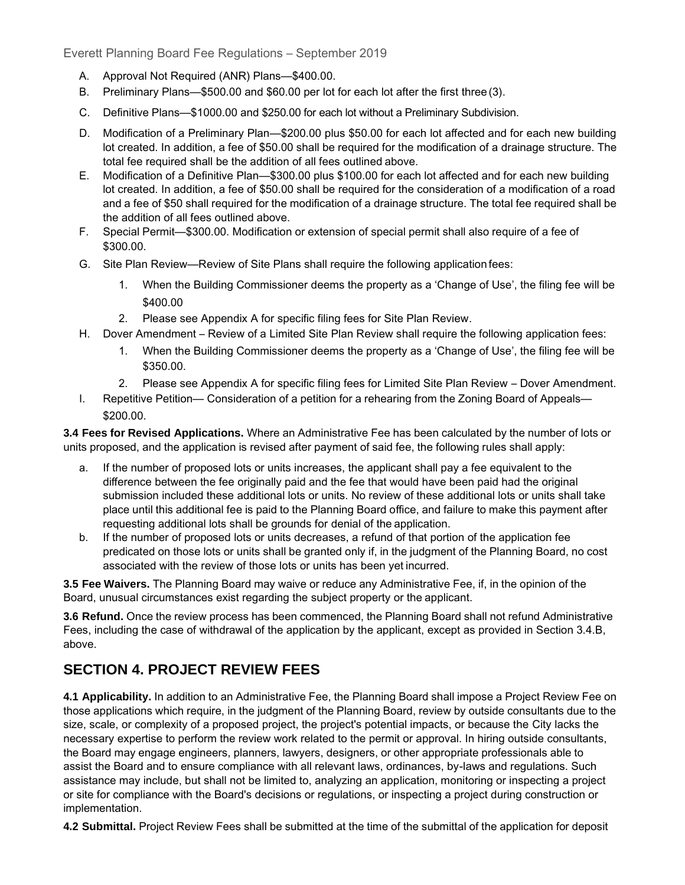A. Approval Not Required (ANR) Plans—$400.00.
B. Preliminary Plans—$500.00 and $60.00 per lot for each lot after the first three (3).
C. Definitive Plans—$1000.00 and $250.00 for each lot without a Preliminary Subdivision.
D. Modification of a Preliminary Plan—$200.00 plus $50.00 for each lot affected and for each new building lot created. In addition, a fee of $50.00 shall be required for the modification of a drainage structure. The total fee required shall be the addition of all fees outlined above.
E. Modification of a Definitive Plan—$300.00 plus $100.00 for each lot affected and for each new building lot created. In addition, a fee of $50.00 shall be required for the consideration of a modification of a road and a fee of $50 shall required for the modification of a drainage structure. The total fee required shall be the addition of all fees outlined above.
F. Special Permit—$300.00. Modification or extension of special permit shall also require of a fee of $300.00.
G. Site Plan Review—Review of Site Plans shall require the following application fees:
    1. When the Building Commissioner deems the property as a 'Change of Use', the filing fee will be $400.00
    2. Please see Appendix A for specific filing fees for Site Plan Review.
H. Dover Amendment – Review of a Limited Site Plan Review shall require the following application fees:
    1. When the Building Commissioner deems the property as a 'Change of Use', the filing fee will be $350.00.
    2. Please see Appendix A for specific filing fees for Limited Site Plan Review – Dover Amendment.
I. Repetitive Petition— Consideration of a petition for a rehearing from the Zoning Board of Appeals—$200.00.

**3.4 Fees for Revised Applications.** Where an Administrative Fee has been calculated by the number of lots or units proposed, and the application is revised after payment of said fee, the following rules shall apply:

a. If the number of proposed lots or units increases, the applicant shall pay a fee equivalent to the difference between the fee originally paid and the fee that would have been paid had the original submission included these additional lots or units. No review of these additional lots or units shall take place until this additional fee is paid to the Planning Board office, and failure to make this payment after requesting additional lots shall be grounds for denial of the application.
b. If the number of proposed lots or units decreases, a refund of that portion of the application fee predicated on those lots or units shall be granted only if, in the judgment of the Planning Board, no cost associated with the review of those lots or units has been yet incurred.

**3.5 Fee Waivers.** The Planning Board may waive or reduce any Administrative Fee, if, in the opinion of the Board, unusual circumstances exist regarding the subject property or the applicant.

**3.6 Refund.** Once the review process has been commenced, the Planning Board shall not refund Administrative Fees, including the case of withdrawal of the application by the applicant, except as provided in Section 3.4.B, above.

## SECTION 4. PROJECT REVIEW FEES

**4.1 Applicability.** In addition to an Administrative Fee, the Planning Board shall impose a Project Review Fee on those applications which require, in the judgment of the Planning Board, review by outside consultants due to the size, scale, or complexity of a proposed project, the project's potential impacts, or because the City lacks the necessary expertise to perform the review work related to the permit or approval. In hiring outside consultants, the Board may engage engineers, planners, lawyers, designers, or other appropriate professionals able to assist the Board and to ensure compliance with all relevant laws, ordinances, by-laws and regulations. Such assistance may include, but shall not be limited to, analyzing an application, monitoring or inspecting a project or site for compliance with the Board's decisions or regulations, or inspecting a project during construction or implementation.

**4.2 Submittal.** Project Review Fees shall be submitted at the time of the submittal of the application for deposit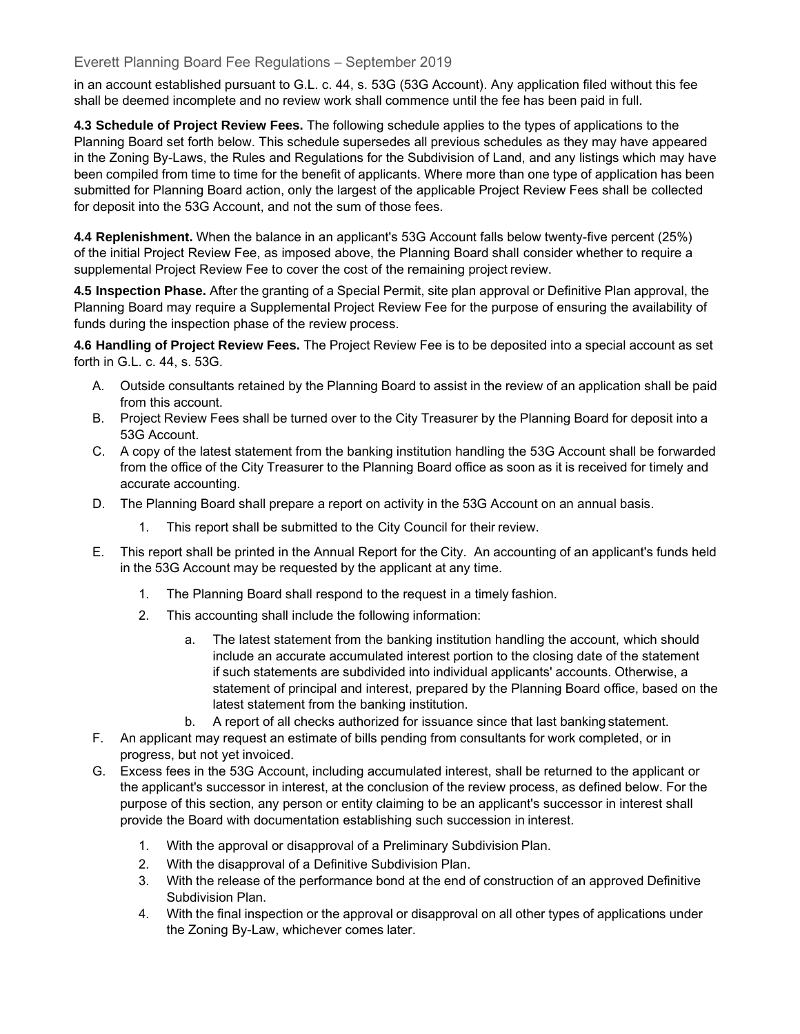in an account established pursuant to G.L. c. 44, s. 53G (53G Account). Any application filed without this fee shall be deemed incomplete and no review work shall commence until the fee has been paid in full.

**4.3 Schedule of Project Review Fees.** The following schedule applies to the types of applications to the Planning Board set forth below. This schedule supersedes all previous schedules as they may have appeared in the Zoning By-Laws, the Rules and Regulations for the Subdivision of Land, and any listings which may have been compiled from time to time for the benefit of applicants. Where more than one type of application has been submitted for Planning Board action, only the largest of the applicable Project Review Fees shall be collected for deposit into the 53G Account, and not the sum of those fees.

**4.4 Replenishment.** When the balance in an applicant's 53G Account falls below twenty-five percent (25%) of the initial Project Review Fee, as imposed above, the Planning Board shall consider whether to require a supplemental Project Review Fee to cover the cost of the remaining project review.

**4.5 Inspection Phase.** After the granting of a Special Permit, site plan approval or Definitive Plan approval, the Planning Board may require a Supplemental Project Review Fee for the purpose of ensuring the availability of funds during the inspection phase of the review process.

**4.6 Handling of Project Review Fees.** The Project Review Fee is to be deposited into a special account as set forth in G.L. c. 44, s. 53G.

A. Outside consultants retained by the Planning Board to assist in the review of an application shall be paid from this account.

B. Project Review Fees shall be turned over to the City Treasurer by the Planning Board for deposit into a 53G Account.

C. A copy of the latest statement from the banking institution handling the 53G Account shall be forwarded from the office of the City Treasurer to the Planning Board office as soon as it is received for timely and accurate accounting.

D. The Planning Board shall prepare a report on activity in the 53G Account on an annual basis.
   1. This report shall be submitted to the City Council for their review.

E. This report shall be printed in the Annual Report for the City. An accounting of an applicant's funds held in the 53G Account may be requested by the applicant at any time.
   1. The Planning Board shall respond to the request in a timely fashion.
   2. This accounting shall include the following information:
      a. The latest statement from the banking institution handling the account, which should include an accurate accumulated interest portion to the closing date of the statement if such statements are subdivided into individual applicants' accounts. Otherwise, a statement of principal and interest, prepared by the Planning Board office, based on the latest statement from the banking institution.
      b. A report of all checks authorized for issuance since that last banking statement.

F. An applicant may request an estimate of bills pending from consultants for work completed, or in progress, but not yet invoiced.

G. Excess fees in the 53G Account, including accumulated interest, shall be returned to the applicant or the applicant's successor in interest, at the conclusion of the review process, as defined below. For the purpose of this section, any person or entity claiming to be an applicant's successor in interest shall provide the Board with documentation establishing such succession in interest.
   1. With the approval or disapproval of a Preliminary Subdivision Plan.
   2. With the disapproval of a Definitive Subdivision Plan.
   3. With the release of the performance bond at the end of construction of an approved Definitive Subdivision Plan.
   4. With the final inspection or the approval or disapproval on all other types of applications under the Zoning By-Law, whichever comes later.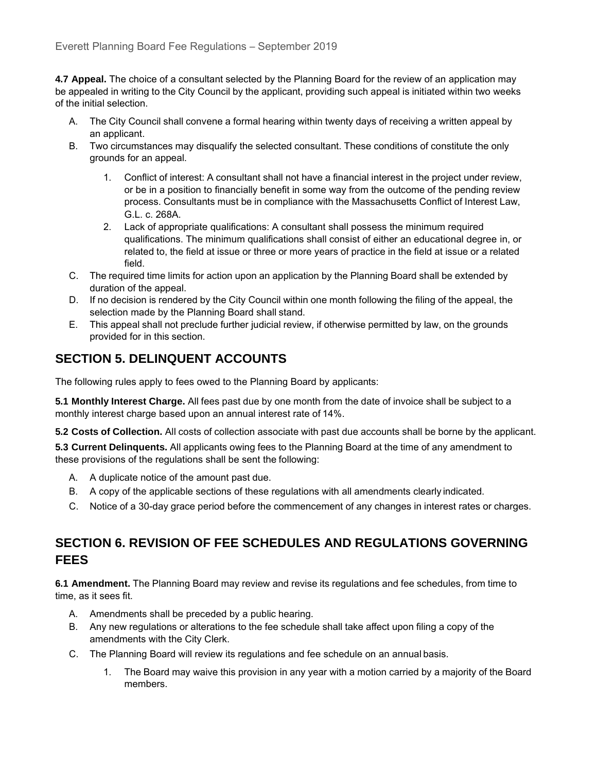**4.7 Appeal.** The choice of a consultant selected by the Planning Board for the review of an application may be appealed in writing to the City Council by the applicant, providing such appeal is initiated within two weeks of the initial selection.

A. The City Council shall convene a formal hearing within twenty days of receiving a written appeal by an applicant.
B. Two circumstances may disqualify the selected consultant. These conditions of constitute the only grounds for an appeal.
    1. Conflict of interest: A consultant shall not have a financial interest in the project under review, or be in a position to financially benefit in some way from the outcome of the pending review process. Consultants must be in compliance with the Massachusetts Conflict of Interest Law, G.L. c. 268A.
    2. Lack of appropriate qualifications: A consultant shall possess the minimum required qualifications. The minimum qualifications shall consist of either an educational degree in, or related to, the field at issue or three or more years of practice in the field at issue or a related field.
C. The required time limits for action upon an application by the Planning Board shall be extended by duration of the appeal.
D. If no decision is rendered by the City Council within one month following the filing of the appeal, the selection made by the Planning Board shall stand.
E. This appeal shall not preclude further judicial review, if otherwise permitted by law, on the grounds provided for in this section.

## SECTION 5. DELINQUENT ACCOUNTS

The following rules apply to fees owed to the Planning Board by applicants:

**5.1 Monthly Interest Charge.** All fees past due by one month from the date of invoice shall be subject to a monthly interest charge based upon an annual interest rate of 14%.

**5.2 Costs of Collection.** All costs of collection associate with past due accounts shall be borne by the applicant.

**5.3 Current Delinquents.** All applicants owing fees to the Planning Board at the time of any amendment to these provisions of the regulations shall be sent the following:

A. A duplicate notice of the amount past due.
B. A copy of the applicable sections of these regulations with all amendments clearly indicated.
C. Notice of a 30-day grace period before the commencement of any changes in interest rates or charges.

## SECTION 6. REVISION OF FEE SCHEDULES AND REGULATIONS GOVERNING FEES

**6.1 Amendment.** The Planning Board may review and revise its regulations and fee schedules, from time to time, as it sees fit.

A. Amendments shall be preceded by a public hearing.
B. Any new regulations or alterations to the fee schedule shall take affect upon filing a copy of the amendments with the City Clerk.
C. The Planning Board will review its regulations and fee schedule on an annual basis.
    1. The Board may waive this provision in any year with a motion carried by a majority of the Board members.